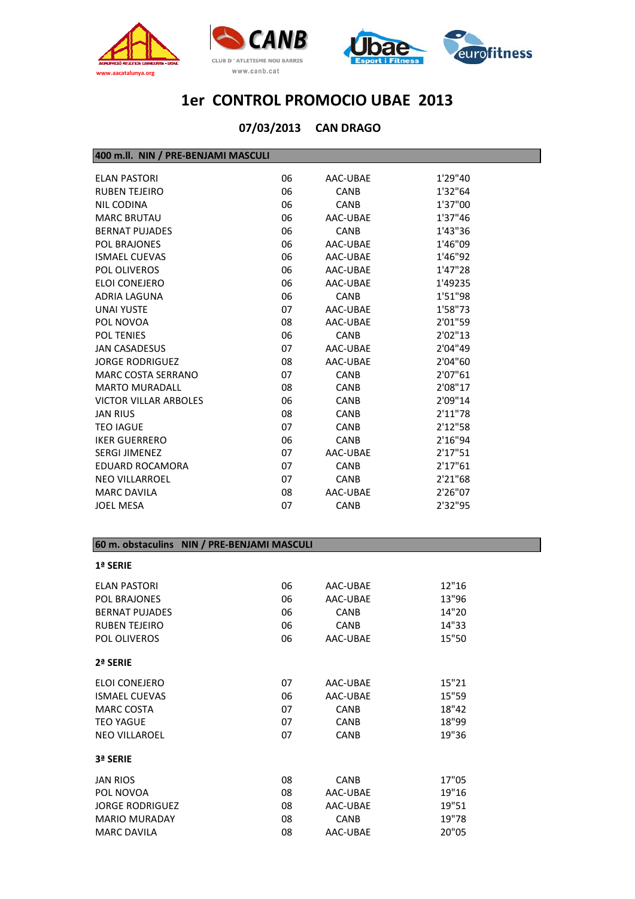# 1er CONTROL PROMOCIO UBAE 2013

## 07/03/2013 CAN DRAGO

### 400 m.ll. NIN / PRE-BENJAMI MASCULI

| | | | |
|---|---|---|---|
| ELAN PASTORI | 06 | AAC-UBAE | 1'29"40 |
| RUBEN TEJEIRO | 06 | CANB | 1'32"64 |
| NIL CODINA | 06 | CANB | 1'37"00 |
| MARC BRUTAU | 06 | AAC-UBAE | 1'37"46 |
| BERNAT PUJADES | 06 | CANB | 1'43"36 |
| POL BRAJONES | 06 | AAC-UBAE | 1'46"09 |
| ISMAEL CUEVAS | 06 | AAC-UBAE | 1'46"92 |
| POL OLIVEROS | 06 | AAC-UBAE | 1'47"28 |
| ELOI CONEJERO | 06 | AAC-UBAE | 1'49235 |
| ADRIA LAGUNA | 06 | CANB | 1'51"98 |
| UNAI YUSTE | 07 | AAC-UBAE | 1'58"73 |
| POL NOVOA | 08 | AAC-UBAE | 2'01"59 |
| POL TENIES | 06 | CANB | 2'02"13 |
| JAN CASADESUS | 07 | AAC-UBAE | 2'04"49 |
| JORGE RODRIGUEZ | 08 | AAC-UBAE | 2'04"60 |
| MARC COSTA SERRANO | 07 | CANB | 2'07"61 |
| MARTO MURADALL | 08 | CANB | 2'08"17 |
| VICTOR VILLAR ARBOLES | 06 | CANB | 2'09"14 |
| JAN RIUS | 08 | CANB | 2'11"78 |
| TEO IAGUE | 07 | CANB | 2'12"58 |
| IKER GUERRERO | 06 | CANB | 2'16"94 |
| SERGI JIMENEZ | 07 | AAC-UBAE | 2'17"51 |
| EDUARD ROCAMORA | 07 | CANB | 2'17"61 |
| NEO VILLARROEL | 07 | CANB | 2'21"68 |
| MARC DAVILA | 08 | AAC-UBAE | 2'26"07 |
| JOEL MESA | 07 | CANB | 2'32"95 |

### 60 m. obstaculins NIN / PRE-BENJAMI MASCULI

**1ª SERIE**

| | | | |
|---|---|---|---|
| ELAN PASTORI | 06 | AAC-UBAE | 12"16 |
| POL BRAJONES | 06 | AAC-UBAE | 13"96 |
| BERNAT PUJADES | 06 | CANB | 14"20 |
| RUBEN TEJEIRO | 06 | CANB | 14"33 |
| POL OLIVEROS | 06 | AAC-UBAE | 15"50 |

**2ª SERIE**

| | | | |
|---|---|---|---|
| ELOI CONEJERO | 07 | AAC-UBAE | 15"21 |
| ISMAEL CUEVAS | 06 | AAC-UBAE | 15"59 |
| MARC COSTA | 07 | CANB | 18"42 |
| TEO YAGUE | 07 | CANB | 18"99 |
| NEO VILLAROEL | 07 | CANB | 19"36 |

**3ª SERIE**

| | | | |
|---|---|---|---|
| JAN RIOS | 08 | CANB | 17"05 |
| POL NOVOA | 08 | AAC-UBAE | 19"16 |
| JORGE RODRIGUEZ | 08 | AAC-UBAE | 19"51 |
| MARIO MURADAY | 08 | CANB | 19"78 |
| MARC DAVILA | 08 | AAC-UBAE | 20"05 |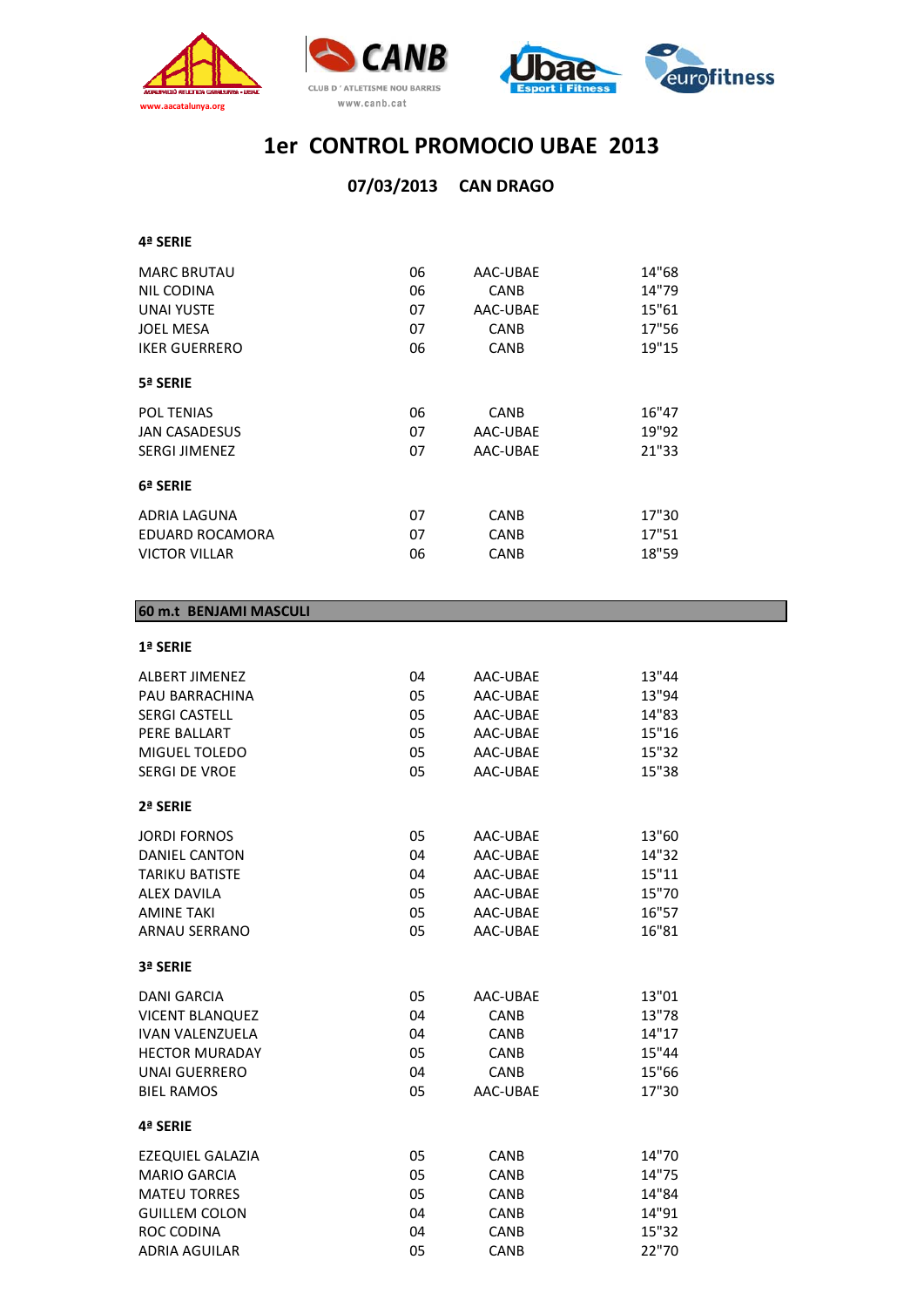# 1er CONTROL PROMOCIO UBAE 2013

## 07/03/2013 CAN DRAGO

### 4ª SERIE

| | | | |
|---|---|---|---|
| MARC BRUTAU | 06 | AAC-UBAE | 14"68 |
| NIL CODINA | 06 | CANB | 14"79 |
| UNAI YUSTE | 07 | AAC-UBAE | 15"61 |
| JOEL MESA | 07 | CANB | 17"56 |
| IKER GUERRERO | 06 | CANB | 19"15 |

### 5ª SERIE

| | | | |
|---|---|---|---|
| POL TENIAS | 06 | CANB | 16"47 |
| JAN CASADESUS | 07 | AAC-UBAE | 19"92 |
| SERGI JIMENEZ | 07 | AAC-UBAE | 21"33 |

### 6ª SERIE

| | | | |
|---|---|---|---|
| ADRIA LAGUNA | 07 | CANB | 17"30 |
| EDUARD ROCAMORA | 07 | CANB | 17"51 |
| VICTOR VILLAR | 06 | CANB | 18"59 |

## 60 m.t BENJAMI MASCULI

### 1ª SERIE

| | | | |
|---|---|---|---|
| ALBERT JIMENEZ | 04 | AAC-UBAE | 13"44 |
| PAU BARRACHINA | 05 | AAC-UBAE | 13"94 |
| SERGI CASTELL | 05 | AAC-UBAE | 14"83 |
| PERE BALLART | 05 | AAC-UBAE | 15"16 |
| MIGUEL TOLEDO | 05 | AAC-UBAE | 15"32 |
| SERGI DE VROE | 05 | AAC-UBAE | 15"38 |

### 2ª SERIE

| | | | |
|---|---|---|---|
| JORDI FORNOS | 05 | AAC-UBAE | 13"60 |
| DANIEL CANTON | 04 | AAC-UBAE | 14"32 |
| TARIKU BATISTE | 04 | AAC-UBAE | 15"11 |
| ALEX DAVILA | 05 | AAC-UBAE | 15"70 |
| AMINE TAKI | 05 | AAC-UBAE | 16"57 |
| ARNAU SERRANO | 05 | AAC-UBAE | 16"81 |

### 3ª SERIE

| | | | |
|---|---|---|---|
| DANI GARCIA | 05 | AAC-UBAE | 13"01 |
| VICENT BLANQUEZ | 04 | CANB | 13"78 |
| IVAN VALENZUELA | 04 | CANB | 14"17 |
| HECTOR MURADAY | 05 | CANB | 15"44 |
| UNAI GUERRERO | 04 | CANB | 15"66 |
| BIEL RAMOS | 05 | AAC-UBAE | 17"30 |

### 4ª SERIE

| | | | |
|---|---|---|---|
| EZEQUIEL GALAZIA | 05 | CANB | 14"70 |
| MARIO GARCIA | 05 | CANB | 14"75 |
| MATEU TORRES | 05 | CANB | 14"84 |
| GUILLEM COLON | 04 | CANB | 14"91 |
| ROC CODINA | 04 | CANB | 15"32 |
| ADRIA AGUILAR | 05 | CANB | 22"70 |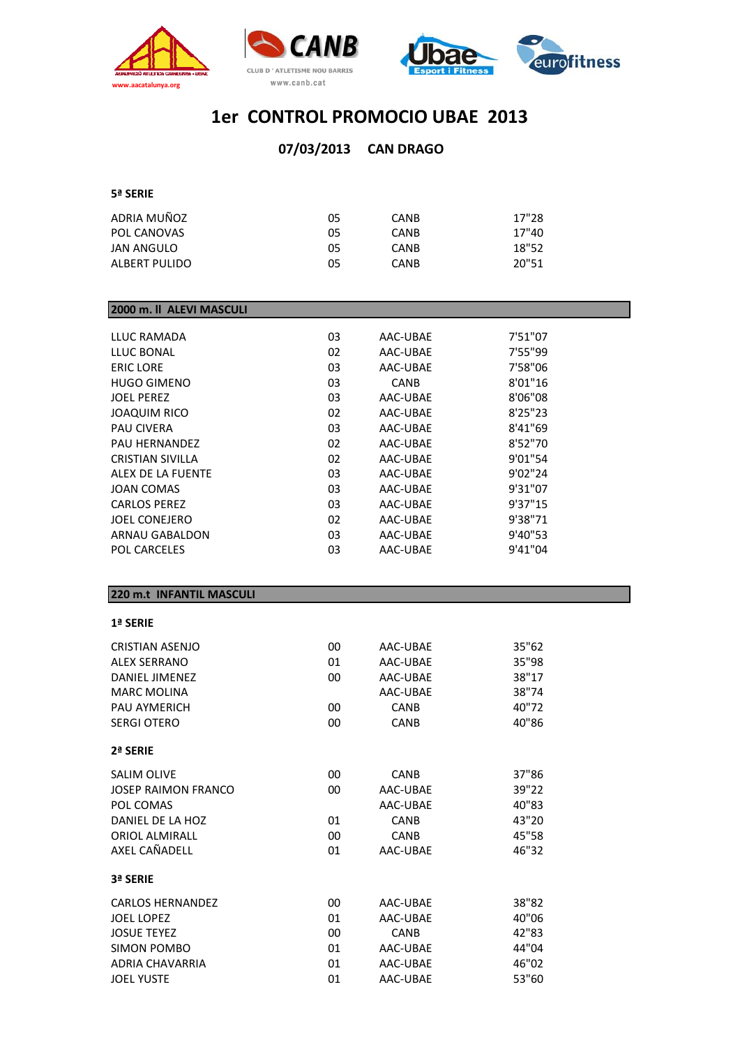# 1er CONTROL PROMOCIO UBAE 2013

**07/03/2013 CAN DRAGO**

**5ª SERIE**

| | | | |
|---|---|---|---|
| ADRIA MUÑOZ | 05 | CANB | 17"28 |
| POL CANOVAS | 05 | CANB | 17"40 |
| JAN ANGULO | 05 | CANB | 18"52 |
| ALBERT PULIDO | 05 | CANB | 20"51 |

## 2000 m. ll ALEVI MASCULI

| | | | |
|---|---|---|---|
| LLUC RAMADA | 03 | AAC-UBAE | 7'51"07 |
| LLUC BONAL | 02 | AAC-UBAE | 7'55"99 |
| ERIC LORE | 03 | AAC-UBAE | 7'58"06 |
| HUGO GIMENO | 03 | CANB | 8'01"16 |
| JOEL PEREZ | 03 | AAC-UBAE | 8'06"08 |
| JOAQUIM RICO | 02 | AAC-UBAE | 8'25"23 |
| PAU CIVERA | 03 | AAC-UBAE | 8'41"69 |
| PAU HERNANDEZ | 02 | AAC-UBAE | 8'52"70 |
| CRISTIAN SIVILLA | 02 | AAC-UBAE | 9'01"54 |
| ALEX DE LA FUENTE | 03 | AAC-UBAE | 9'02"24 |
| JOAN COMAS | 03 | AAC-UBAE | 9'31"07 |
| CARLOS PEREZ | 03 | AAC-UBAE | 9'37"15 |
| JOEL CONEJERO | 02 | AAC-UBAE | 9'38"71 |
| ARNAU GABALDON | 03 | AAC-UBAE | 9'40"53 |
| POL CARCELES | 03 | AAC-UBAE | 9'41"04 |

## 220 m.t INFANTIL MASCULI

**1ª SERIE**

| | | | |
|---|---|---|---|
| CRISTIAN ASENJO | 00 | AAC-UBAE | 35"62 |
| ALEX SERRANO | 01 | AAC-UBAE | 35"98 |
| DANIEL JIMENEZ | 00 | AAC-UBAE | 38"17 |
| MARC MOLINA | | AAC-UBAE | 38"74 |
| PAU AYMERICH | 00 | CANB | 40"72 |
| SERGI OTERO | 00 | CANB | 40"86 |

**2ª SERIE**

| | | | |
|---|---|---|---|
| SALIM OLIVE | 00 | CANB | 37"86 |
| JOSEP RAIMON FRANCO | 00 | AAC-UBAE | 39"22 |
| POL COMAS | | AAC-UBAE | 40"83 |
| DANIEL DE LA HOZ | 01 | CANB | 43"20 |
| ORIOL ALMIRALL | 00 | CANB | 45"58 |
| AXEL CAÑADELL | 01 | AAC-UBAE | 46"32 |

**3ª SERIE**

| | | | |
|---|---|---|---|
| CARLOS HERNANDEZ | 00 | AAC-UBAE | 38"82 |
| JOEL LOPEZ | 01 | AAC-UBAE | 40"06 |
| JOSUE TEYEZ | 00 | CANB | 42"83 |
| SIMON POMBO | 01 | AAC-UBAE | 44"04 |
| ADRIA CHAVARRIA | 01 | AAC-UBAE | 46"02 |
| JOEL YUSTE | 01 | AAC-UBAE | 53"60 |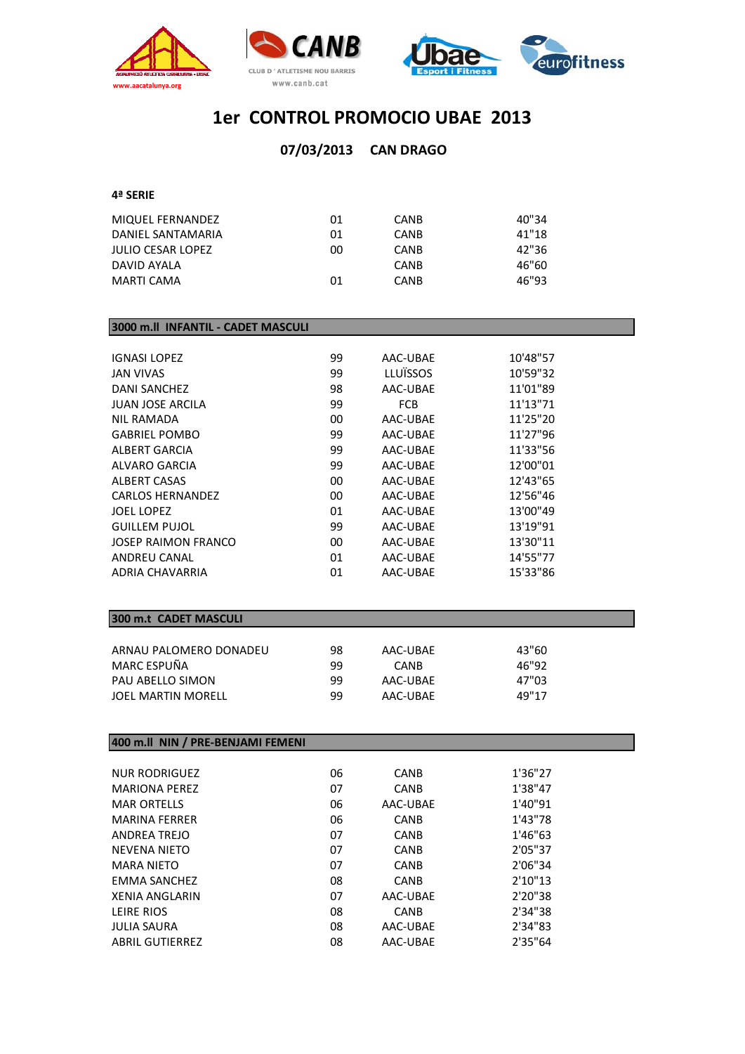# 1er CONTROL PROMOCIO UBAE 2013

## 07/03/2013 CAN DRAGO

**4ª SERIE**

| | | | |
|---|---|---|---|
| MIQUEL FERNANDEZ | 01 | CANB | 40"34 |
| DANIEL SANTAMARIA | 01 | CANB | 41"18 |
| JULIO CESAR LOPEZ | 00 | CANB | 42"36 |
| DAVID AYALA | | CANB | 46"60 |
| MARTI CAMA | 01 | CANB | 46"93 |

**3000 m.ll INFANTIL - CADET MASCULI**

| | | | |
|---|---|---|---|
| IGNASI LOPEZ | 99 | AAC-UBAE | 10'48"57 |
| JAN VIVAS | 99 | LLUÏSSOS | 10'59"32 |
| DANI SANCHEZ | 98 | AAC-UBAE | 11'01"89 |
| JUAN JOSE ARCILA | 99 | FCB | 11'13"71 |
| NIL RAMADA | 00 | AAC-UBAE | 11'25"20 |
| GABRIEL POMBO | 99 | AAC-UBAE | 11'27"96 |
| ALBERT GARCIA | 99 | AAC-UBAE | 11'33"56 |
| ALVARO GARCIA | 99 | AAC-UBAE | 12'00"01 |
| ALBERT CASAS | 00 | AAC-UBAE | 12'43"65 |
| CARLOS HERNANDEZ | 00 | AAC-UBAE | 12'56"46 |
| JOEL LOPEZ | 01 | AAC-UBAE | 13'00"49 |
| GUILLEM PUJOL | 99 | AAC-UBAE | 13'19"91 |
| JOSEP RAIMON FRANCO | 00 | AAC-UBAE | 13'30"11 |
| ANDREU CANAL | 01 | AAC-UBAE | 14'55"77 |
| ADRIA CHAVARRIA | 01 | AAC-UBAE | 15'33"86 |

**300 m.t CADET MASCULI**

| | | | |
|---|---|---|---|
| ARNAU PALOMERO DONADEU | 98 | AAC-UBAE | 43"60 |
| MARC ESPUÑA | 99 | CANB | 46"92 |
| PAU ABELLO SIMON | 99 | AAC-UBAE | 47"03 |
| JOEL MARTIN MORELL | 99 | AAC-UBAE | 49"17 |

**400 m.ll NIN / PRE-BENJAMI FEMENI**

| | | | |
|---|---|---|---|
| NUR RODRIGUEZ | 06 | CANB | 1'36"27 |
| MARIONA PEREZ | 07 | CANB | 1'38"47 |
| MAR ORTELLS | 06 | AAC-UBAE | 1'40"91 |
| MARINA FERRER | 06 | CANB | 1'43"78 |
| ANDREA TREJO | 07 | CANB | 1'46"63 |
| NEVENA NIETO | 07 | CANB | 2'05"37 |
| MARA NIETO | 07 | CANB | 2'06"34 |
| EMMA SANCHEZ | 08 | CANB | 2'10"13 |
| XENIA ANGLARIN | 07 | AAC-UBAE | 2'20"38 |
| LEIRE RIOS | 08 | CANB | 2'34"38 |
| JULIA SAURA | 08 | AAC-UBAE | 2'34"83 |
| ABRIL GUTIERREZ | 08 | AAC-UBAE | 2'35"64 |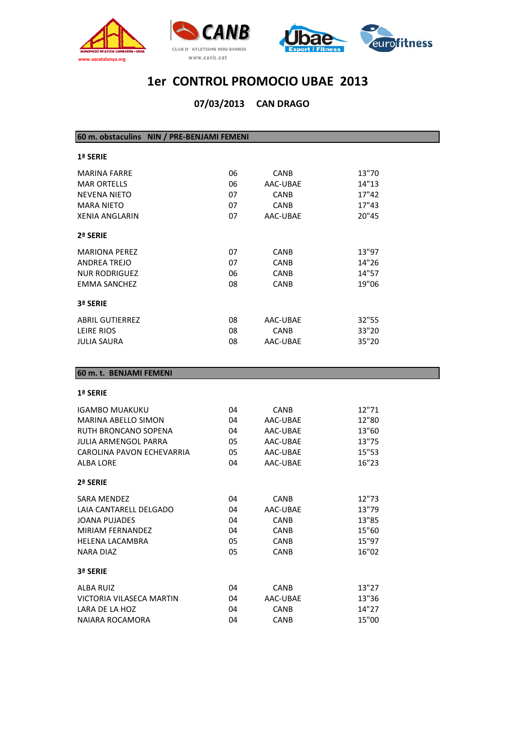www.aacatalunya.org

CLUB D ' ATLETISME NOU BARRIS
www.canb.cat

# 1er CONTROL PROMOCIO UBAE 2013

## 07/03/2013 CAN DRAGO

### 60 m. obstaculins NIN / PRE-BENJAMI FEMENI

**1ª SERIE**

| | | | |
|---|---|---|---|
| MARINA FARRE | 06 | CANB | 13"70 |
| MAR ORTELLS | 06 | AAC-UBAE | 14"13 |
| NEVENA NIETO | 07 | CANB | 17"42 |
| MARA NIETO | 07 | CANB | 17"43 |
| XENIA ANGLARIN | 07 | AAC-UBAE | 20"45 |

**2ª SERIE**

| | | | |
|---|---|---|---|
| MARIONA PEREZ | 07 | CANB | 13"97 |
| ANDREA TREJO | 07 | CANB | 14"26 |
| NUR RODRIGUEZ | 06 | CANB | 14"57 |
| EMMA SANCHEZ | 08 | CANB | 19"06 |

**3ª SERIE**

| | | | |
|---|---|---|---|
| ABRIL GUTIERREZ | 08 | AAC-UBAE | 32"55 |
| LEIRE RIOS | 08 | CANB | 33"20 |
| JULIA SAURA | 08 | AAC-UBAE | 35"20 |

### 60 m. t. BENJAMI FEMENI

**1ª SERIE**

| | | | |
|---|---|---|---|
| IGAMBO MUAKUKU | 04 | CANB | 12"71 |
| MARINA ABELLO SIMON | 04 | AAC-UBAE | 12"80 |
| RUTH BRONCANO SOPENA | 04 | AAC-UBAE | 13"60 |
| JULIA ARMENGOL PARRA | 05 | AAC-UBAE | 13"75 |
| CAROLINA PAVON ECHEVARRIA | 05 | AAC-UBAE | 15"53 |
| ALBA LORE | 04 | AAC-UBAE | 16"23 |

**2ª SERIE**

| | | | |
|---|---|---|---|
| SARA MENDEZ | 04 | CANB | 12"73 |
| LAIA CANTARELL DELGADO | 04 | AAC-UBAE | 13"79 |
| JOANA PUJADES | 04 | CANB | 13"85 |
| MIRIAM FERNANDEZ | 04 | CANB | 15"60 |
| HELENA LACAMBRA | 05 | CANB | 15"97 |
| NARA DIAZ | 05 | CANB | 16"02 |

**3ª SERIE**

| | | | |
|---|---|---|---|
| ALBA RUIZ | 04 | CANB | 13"27 |
| VICTORIA VILASECA MARTIN | 04 | AAC-UBAE | 13"36 |
| LARA DE LA HOZ | 04 | CANB | 14"27 |
| NAIARA ROCAMORA | 04 | CANB | 15"00 |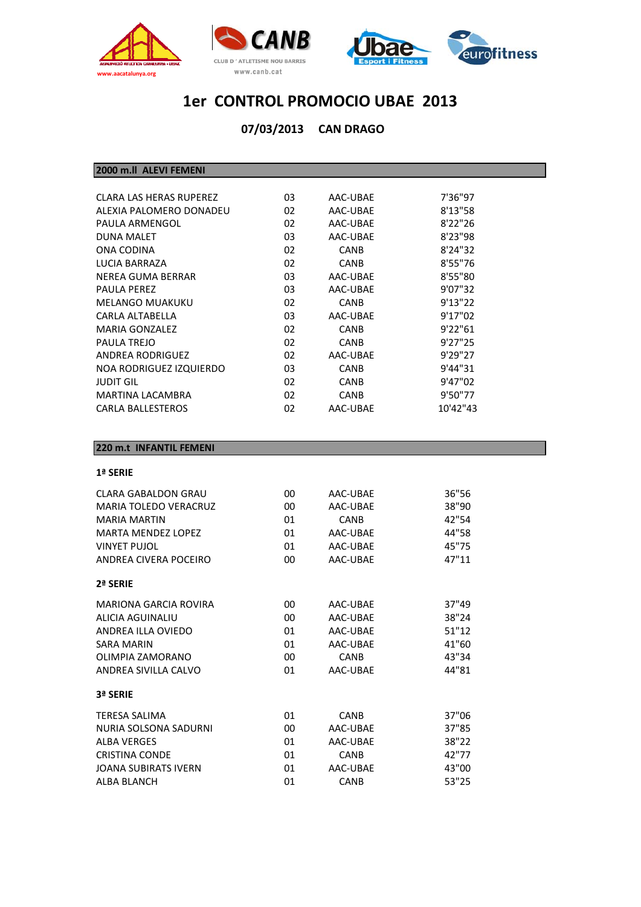# 1er CONTROL PROMOCIO UBAE 2013

## 07/03/2013 CAN DRAGO

### 2000 m.ll ALEVI FEMENI

| | | | |
|---|---|---|---|
| CLARA LAS HERAS RUPEREZ | 03 | AAC-UBAE | 7'36"97 |
| ALEXIA PALOMERO DONADEU | 02 | AAC-UBAE | 8'13"58 |
| PAULA ARMENGOL | 02 | AAC-UBAE | 8'22"26 |
| DUNA MALET | 03 | AAC-UBAE | 8'23"98 |
| ONA CODINA | 02 | CANB | 8'24"32 |
| LUCIA BARRAZA | 02 | CANB | 8'55"76 |
| NEREA GUMA BERRAR | 03 | AAC-UBAE | 8'55"80 |
| PAULA PEREZ | 03 | AAC-UBAE | 9'07"32 |
| MELANGO MUAKUKU | 02 | CANB | 9'13"22 |
| CARLA ALTABELLA | 03 | AAC-UBAE | 9'17"02 |
| MARIA GONZALEZ | 02 | CANB | 9'22"61 |
| PAULA TREJO | 02 | CANB | 9'27"25 |
| ANDREA RODRIGUEZ | 02 | AAC-UBAE | 9'29"27 |
| NOA RODRIGUEZ IZQUIERDO | 03 | CANB | 9'44"31 |
| JUDIT GIL | 02 | CANB | 9'47"02 |
| MARTINA LACAMBRA | 02 | CANB | 9'50"77 |
| CARLA BALLESTEROS | 02 | AAC-UBAE | 10'42"43 |

### 220 m.t INFANTIL FEMENI

**1ª SERIE**

| | | | |
|---|---|---|---|
| CLARA GABALDON GRAU | 00 | AAC-UBAE | 36"56 |
| MARIA TOLEDO VERACRUZ | 00 | AAC-UBAE | 38"90 |
| MARIA MARTIN | 01 | CANB | 42"54 |
| MARTA MENDEZ LOPEZ | 01 | AAC-UBAE | 44"58 |
| VINYET PUJOL | 01 | AAC-UBAE | 45"75 |
| ANDREA CIVERA POCEIRO | 00 | AAC-UBAE | 47"11 |

**2ª SERIE**

| | | | |
|---|---|---|---|
| MARIONA GARCIA ROVIRA | 00 | AAC-UBAE | 37"49 |
| ALICIA AGUINALIU | 00 | AAC-UBAE | 38"24 |
| ANDREA ILLA OVIEDO | 01 | AAC-UBAE | 51"12 |
| SARA MARIN | 01 | AAC-UBAE | 41"60 |
| OLIMPIA ZAMORANO | 00 | CANB | 43"34 |
| ANDREA SIVILLA CALVO | 01 | AAC-UBAE | 44"81 |

**3ª SERIE**

| | | | |
|---|---|---|---|
| TERESA SALIMA | 01 | CANB | 37"06 |
| NURIA SOLSONA SADURNI | 00 | AAC-UBAE | 37"85 |
| ALBA VERGES | 01 | AAC-UBAE | 38"22 |
| CRISTINA CONDE | 01 | CANB | 42"77 |
| JOANA SUBIRATS IVERN | 01 | AAC-UBAE | 43"00 |
| ALBA BLANCH | 01 | CANB | 53"25 |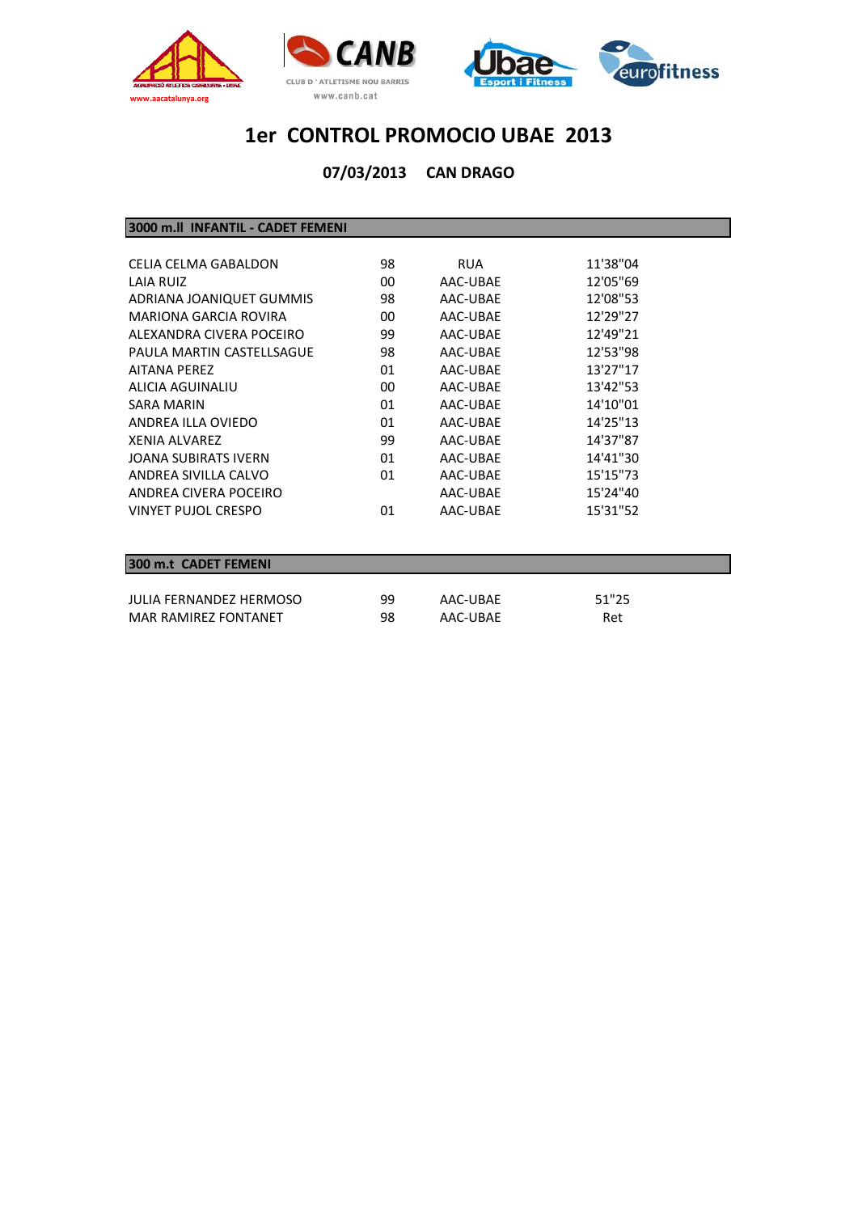# 1er CONTROL PROMOCIO UBAE 2013

**07/03/2013 CAN DRAGO**

## 3000 m.ll INFANTIL - CADET FEMENI

| | | | |
|---|---|---|---|
| CELIA CELMA GABALDON | 98 | RUA | 11'38"04 |
| LAIA RUIZ | 00 | AAC-UBAE | 12'05"69 |
| ADRIANA JOANIQUET GUMMIS | 98 | AAC-UBAE | 12'08"53 |
| MARIONA GARCIA ROVIRA | 00 | AAC-UBAE | 12'29"27 |
| ALEXANDRA CIVERA POCEIRO | 99 | AAC-UBAE | 12'49"21 |
| PAULA MARTIN CASTELLSAGUE | 98 | AAC-UBAE | 12'53"98 |
| AITANA PEREZ | 01 | AAC-UBAE | 13'27"17 |
| ALICIA AGUINALIU | 00 | AAC-UBAE | 13'42"53 |
| SARA MARIN | 01 | AAC-UBAE | 14'10"01 |
| ANDREA ILLA OVIEDO | 01 | AAC-UBAE | 14'25"13 |
| XENIA ALVAREZ | 99 | AAC-UBAE | 14'37"87 |
| JOANA SUBIRATS IVERN | 01 | AAC-UBAE | 14'41"30 |
| ANDREA SIVILLA CALVO | 01 | AAC-UBAE | 15'15"73 |
| ANDREA CIVERA POCEIRO | | AAC-UBAE | 15'24"40 |
| VINYET PUJOL CRESPO | 01 | AAC-UBAE | 15'31"52 |

## 300 m.t CADET FEMENI

| | | | |
|---|---|---|---|
| JULIA FERNANDEZ HERMOSO | 99 | AAC-UBAE | 51"25 |
| MAR RAMIREZ FONTANET | 98 | AAC-UBAE | Ret |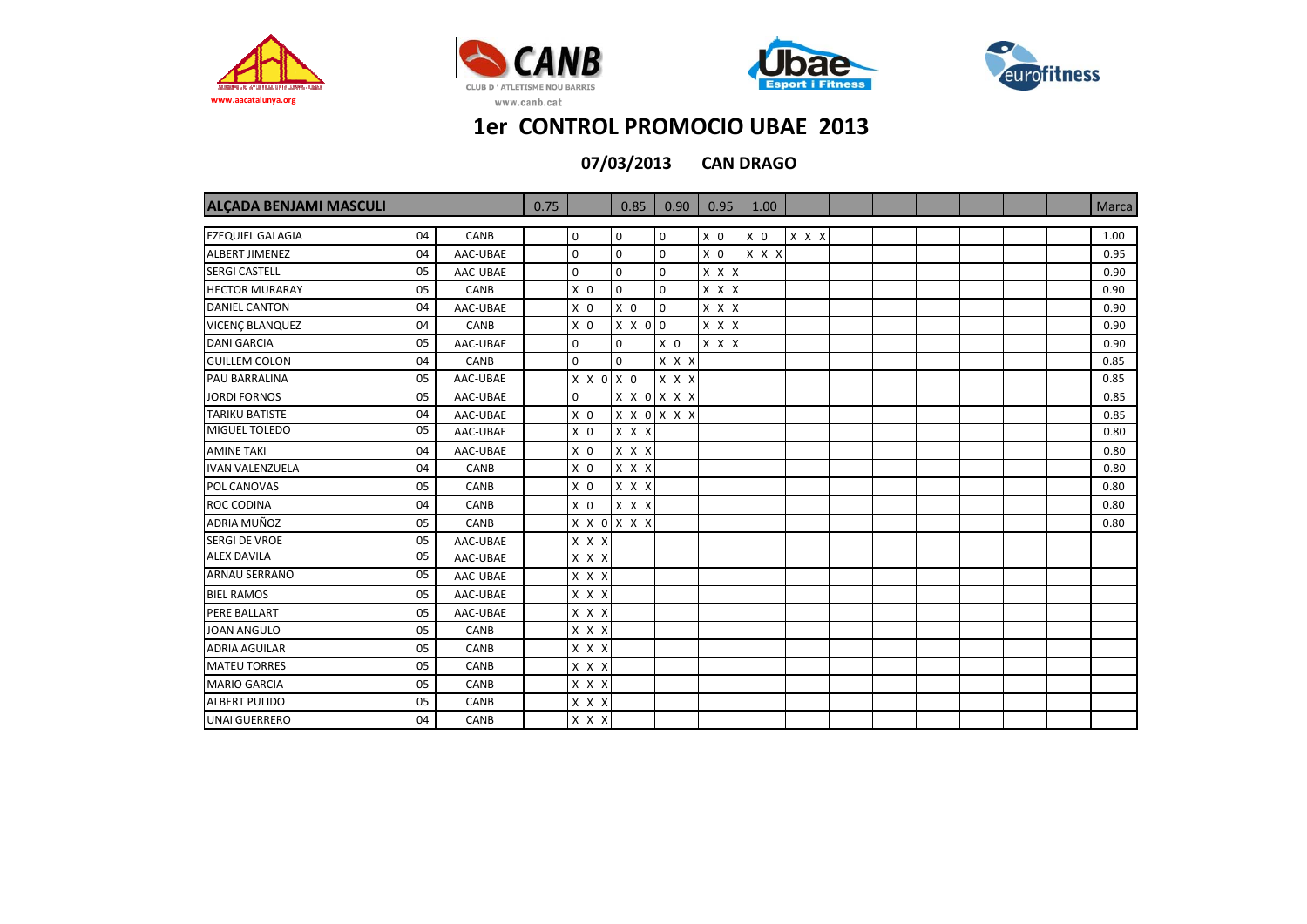# 1er CONTROL PROMOCIO UBAE 2013

**07/03/2013 CAN DRAGO**

| ALÇADA BENJAMI MASCULI | | | 0.75 | | 0.85 | 0.90 | 0.95 | 1.00 | | | | | | | | Marca |
|---|---|---|---|---|---|---|---|---|---|---|---|---|---|---|---|---|
| EZEQUIEL GALAGIA | 04 | CANB | | 0 | 0 | 0 | X 0 | X 0 | X X X | | | | | | | 1.00 |
| ALBERT JIMENEZ | 04 | AAC-UBAE | | 0 | 0 | 0 | X 0 | X X X | | | | | | | | 0.95 |
| SERGI CASTELL | 05 | AAC-UBAE | | 0 | 0 | 0 | X X X | | | | | | | | | 0.90 |
| HECTOR MURARAY | 05 | CANB | | X 0 | 0 | 0 | X X X | | | | | | | | | 0.90 |
| DANIEL CANTON | 04 | AAC-UBAE | | X 0 | X 0 | 0 | X X X | | | | | | | | | 0.90 |
| VICENÇ BLANQUEZ | 04 | CANB | | X 0 | X X 0 | 0 | X X X | | | | | | | | | 0.90 |
| DANI GARCIA | 05 | AAC-UBAE | | 0 | 0 | X 0 | X X X | | | | | | | | | 0.90 |
| GUILLEM COLON | 04 | CANB | | 0 | 0 | X X X | | | | | | | | | | 0.85 |
| PAU BARRALINA | 05 | AAC-UBAE | | X X 0 | X 0 | X X X | | | | | | | | | | 0.85 |
| JORDI FORNOS | 05 | AAC-UBAE | | 0 | X X 0 | X X X | | | | | | | | | | 0.85 |
| TARIKU BATISTE | 04 | AAC-UBAE | | X 0 | X X 0 | X X X | | | | | | | | | | 0.85 |
| MIGUEL TOLEDO | 05 | AAC-UBAE | | X 0 | X X X | | | | | | | | | | | 0.80 |
| AMINE TAKI | 04 | AAC-UBAE | | X 0 | X X X | | | | | | | | | | | 0.80 |
| IVAN VALENZUELA | 04 | CANB | | X 0 | X X X | | | | | | | | | | | 0.80 |
| POL CANOVAS | 05 | CANB | | X 0 | X X X | | | | | | | | | | | 0.80 |
| ROC CODINA | 04 | CANB | | X 0 | X X X | | | | | | | | | | | 0.80 |
| ADRIA MUÑOZ | 05 | CANB | | X X 0 | X X X | | | | | | | | | | | 0.80 |
| SERGI DE VROE | 05 | AAC-UBAE | | X X X | | | | | | | | | | | | |
| ALEX DAVILA | 05 | AAC-UBAE | | X X X | | | | | | | | | | | | |
| ARNAU SERRANO | 05 | AAC-UBAE | | X X X | | | | | | | | | | | | |
| BIEL RAMOS | 05 | AAC-UBAE | | X X X | | | | | | | | | | | | |
| PERE BALLART | 05 | AAC-UBAE | | X X X | | | | | | | | | | | | |
| JOAN ANGULO | 05 | CANB | | X X X | | | | | | | | | | | | |
| ADRIA AGUILAR | 05 | CANB | | X X X | | | | | | | | | | | | |
| MATEU TORRES | 05 | CANB | | X X X | | | | | | | | | | | | |
| MARIO GARCIA | 05 | CANB | | X X X | | | | | | | | | | | | |
| ALBERT PULIDO | 05 | CANB | | X X X | | | | | | | | | | | | |
| UNAI GUERRERO | 04 | CANB | | X X X | | | | | | | | | | | | |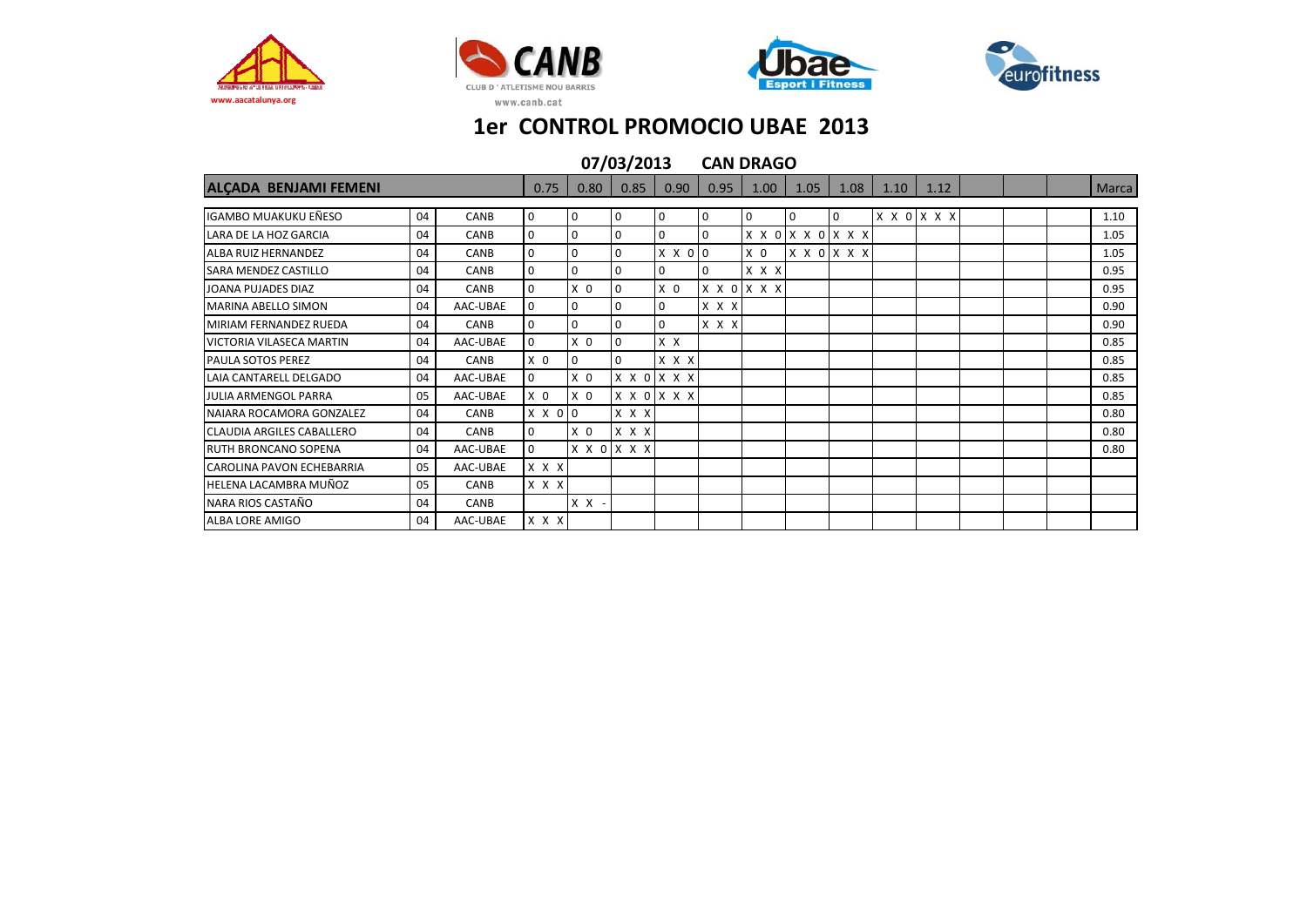# 1er CONTROL PROMOCIO UBAE 2013

## 07/03/2013 CAN DRAGO

| ALÇADA BENJAMI FEMENI | | | 0.75 | 0.80 | 0.85 | 0.90 | 0.95 | 1.00 | 1.05 | 1.08 | 1.10 | 1.12 | | | | Marca |
|---|---|---|---|---|---|---|---|---|---|---|---|---|---|---|---|---|
| IGAMBO MUAKUKU EÑESO | 04 | CANB | 0 | 0 | 0 | 0 | 0 | 0 | 0 | 0 | X X 0 | X X X | | | | 1.10 |
| LARA DE LA HOZ GARCIA | 04 | CANB | 0 | 0 | 0 | 0 | 0 | X X 0 | X X 0 | X X X | | | | | | 1.05 |
| ALBA RUIZ HERNANDEZ | 04 | CANB | 0 | 0 | 0 | X X 0 | 0 | X 0 | X X 0 | X X X | | | | | | 1.05 |
| SARA MENDEZ CASTILLO | 04 | CANB | 0 | 0 | 0 | 0 | 0 | X X X | | | | | | | | 0.95 |
| JOANA PUJADES DIAZ | 04 | CANB | 0 | X 0 | 0 | X 0 | X X 0 | X X X | | | | | | | | 0.95 |
| MARINA ABELLO SIMON | 04 | AAC-UBAE | 0 | 0 | 0 | 0 | X X X | | | | | | | | | 0.90 |
| MIRIAM FERNANDEZ RUEDA | 04 | CANB | 0 | 0 | 0 | 0 | X X X | | | | | | | | | 0.90 |
| VICTORIA VILASECA MARTIN | 04 | AAC-UBAE | 0 | X 0 | 0 | X X | | | | | | | | | | 0.85 |
| PAULA SOTOS PEREZ | 04 | CANB | X 0 | 0 | 0 | X X X | | | | | | | | | | 0.85 |
| LAIA CANTARELL DELGADO | 04 | AAC-UBAE | 0 | X 0 | X X 0 | X X X | | | | | | | | | | 0.85 |
| JULIA ARMENGOL PARRA | 05 | AAC-UBAE | X 0 | X 0 | X X 0 | X X X | | | | | | | | | | 0.85 |
| NAIARA ROCAMORA GONZALEZ | 04 | CANB | X X 0 | 0 | X X X | | | | | | | | | | | 0.80 |
| CLAUDIA ARGILES CABALLERO | 04 | CANB | 0 | X 0 | X X X | | | | | | | | | | | 0.80 |
| RUTH BRONCANO SOPENA | 04 | AAC-UBAE | 0 | X X 0 | X X X | | | | | | | | | | | 0.80 |
| CAROLINA PAVON ECHEBARRIA | 05 | AAC-UBAE | X X X | | | | | | | | | | | | | |
| HELENA LACAMBRA MUÑOZ | 05 | CANB | X X X | | | | | | | | | | | | | |
| NARA RIOS CASTAÑO | 04 | CANB | | X X - | | | | | | | | | | | | |
| ALBA LORE AMIGO | 04 | AAC-UBAE | X X X | | | | | | | | | | | | | |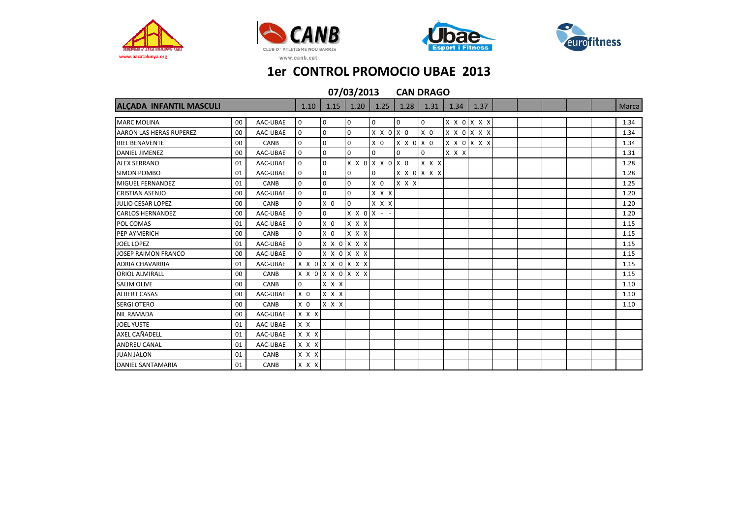# 1er CONTROL PROMOCIO UBAE 2013

**07/03/2013 CAN DRAGO**

| ALÇADA INFANTIL MASCULI | | | 1.10 | 1.15 | 1.20 | 1.25 | 1.28 | 1.31 | 1.34 | 1.37 | | | | | | Marca |
|---|---|---|---|---|---|---|---|---|---|---|---|---|---|---|---|---|
| MARC MOLINA | 00 | AAC-UBAE | 0 | 0 | 0 | 0 | 0 | 0 | X X 0 | X X X | | | | | | 1.34 |
| AARON LAS HERAS RUPEREZ | 00 | AAC-UBAE | 0 | 0 | 0 | X X 0 | X 0 | X 0 | X X 0 | X X X | | | | | | 1.34 |
| BIEL BENAVENTE | 00 | CANB | 0 | 0 | 0 | X 0 | X X 0 | X 0 | X X 0 | X X X | | | | | | 1.34 |
| DANIEL JIMENEZ | 00 | AAC-UBAE | 0 | 0 | 0 | 0 | 0 | 0 | X X X | | | | | | | 1.31 |
| ALEX SERRANO | 01 | AAC-UBAE | 0 | 0 | X X 0 | X X 0 | X 0 | X X X | | | | | | | | 1.28 |
| SIMON POMBO | 01 | AAC-UBAE | 0 | 0 | 0 | 0 | X X 0 | X X X | | | | | | | | 1.28 |
| MIGUEL FERNANDEZ | 01 | CANB | 0 | 0 | 0 | X 0 | X X X | | | | | | | | | 1.25 |
| CRISTIAN ASENJO | 00 | AAC-UBAE | 0 | 0 | 0 | X X X | | | | | | | | | | 1.20 |
| JULIO CESAR LOPEZ | 00 | CANB | 0 | X 0 | 0 | X X X | | | | | | | | | | 1.20 |
| CARLOS HERNANDEZ | 00 | AAC-UBAE | 0 | 0 | X X 0 | X - - | | | | | | | | | | 1.20 |
| POL COMAS | 01 | AAC-UBAE | 0 | X 0 | X X X | | | | | | | | | | | 1.15 |
| PEP AYMERICH | 00 | CANB | 0 | X 0 | X X X | | | | | | | | | | | 1.15 |
| JOEL LOPEZ | 01 | AAC-UBAE | 0 | X X 0 | X X X | | | | | | | | | | | 1.15 |
| JOSEP RAIMON FRANCO | 00 | AAC-UBAE | 0 | X X 0 | X X X | | | | | | | | | | | 1.15 |
| ADRIA CHAVARRIA | 01 | AAC-UBAE | X X 0 | X X 0 | X X X | | | | | | | | | | | 1.15 |
| ORIOL ALMIRALL | 00 | CANB | X X 0 | X X 0 | X X X | | | | | | | | | | | 1.15 |
| SALIM OLIVE | 00 | CANB | 0 | X X X | | | | | | | | | | | | 1.10 |
| ALBERT CASAS | 00 | AAC-UBAE | X 0 | X X X | | | | | | | | | | | | 1.10 |
| SERGI OTERO | 00 | CANB | X 0 | X X X | | | | | | | | | | | | 1.10 |
| NIL RAMADA | 00 | AAC-UBAE | X X X | | | | | | | | | | | | | |
| JOEL YUSTE | 01 | AAC-UBAE | X X - | | | | | | | | | | | | | |
| AXEL CAÑADELL | 01 | AAC-UBAE | X X X | | | | | | | | | | | | | |
| ANDREU CANAL | 01 | AAC-UBAE | X X X | | | | | | | | | | | | | |
| JUAN JALON | 01 | CANB | X X X | | | | | | | | | | | | | |
| DANIEL SANTAMARIA | 01 | CANB | X X X | | | | | | | | | | | | | |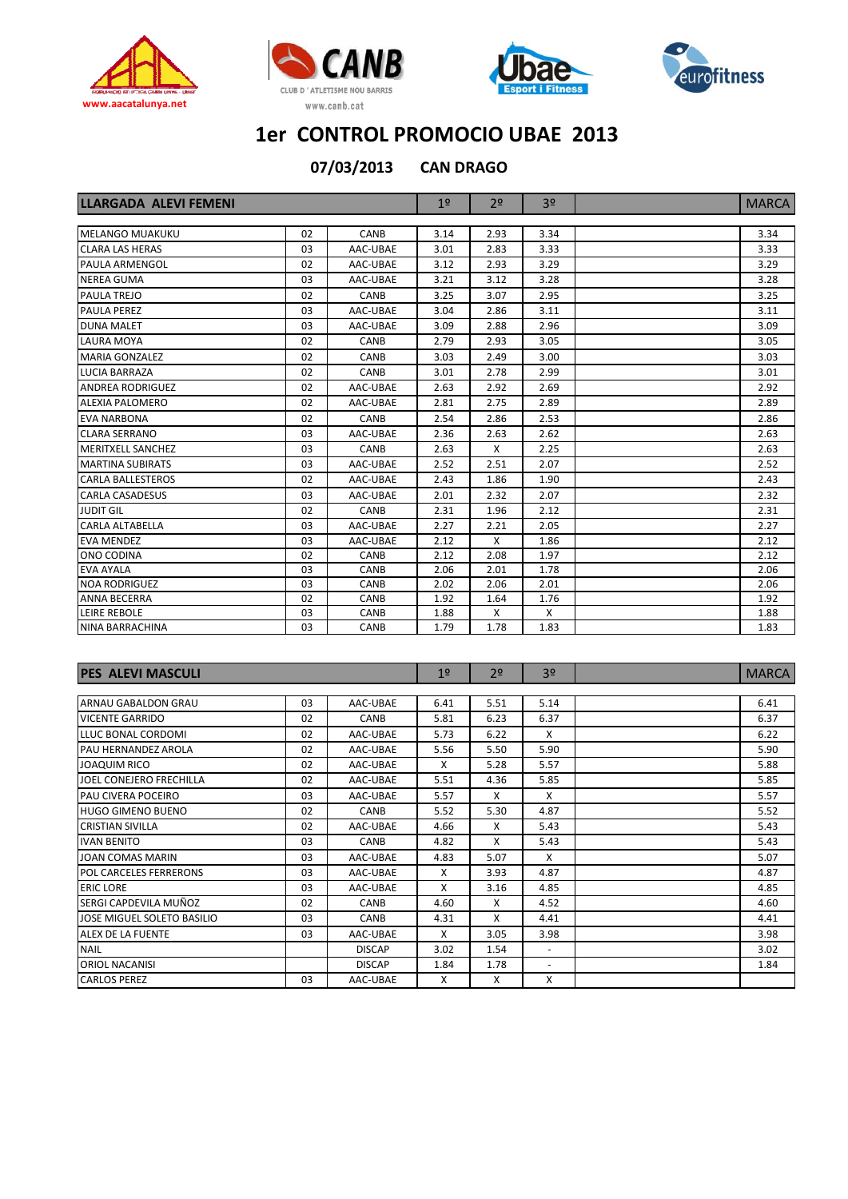# 1er CONTROL PROMOCIO UBAE 2013

**07/03/2013 CAN DRAGO**

| LLARGADA ALEVI FEMENI | | | 1º | 2º | 3º | | MARCA |
|---|---|---|---|---|---|---|---|
| MELANGO MUAKUKU | 02 | CANB | 3.14 | 2.93 | 3.34 | | 3.34 |
| CLARA LAS HERAS | 03 | AAC-UBAE | 3.01 | 2.83 | 3.33 | | 3.33 |
| PAULA ARMENGOL | 02 | AAC-UBAE | 3.12 | 2.93 | 3.29 | | 3.29 |
| NEREA GUMA | 03 | AAC-UBAE | 3.21 | 3.12 | 3.28 | | 3.28 |
| PAULA TREJO | 02 | CANB | 3.25 | 3.07 | 2.95 | | 3.25 |
| PAULA PEREZ | 03 | AAC-UBAE | 3.04 | 2.86 | 3.11 | | 3.11 |
| DUNA MALET | 03 | AAC-UBAE | 3.09 | 2.88 | 2.96 | | 3.09 |
| LAURA MOYA | 02 | CANB | 2.79 | 2.93 | 3.05 | | 3.05 |
| MARIA GONZALEZ | 02 | CANB | 3.03 | 2.49 | 3.00 | | 3.03 |
| LUCIA BARRAZA | 02 | CANB | 3.01 | 2.78 | 2.99 | | 3.01 |
| ANDREA RODRIGUEZ | 02 | AAC-UBAE | 2.63 | 2.92 | 2.69 | | 2.92 |
| ALEXIA PALOMERO | 02 | AAC-UBAE | 2.81 | 2.75 | 2.89 | | 2.89 |
| EVA NARBONA | 02 | CANB | 2.54 | 2.86 | 2.53 | | 2.86 |
| CLARA SERRANO | 03 | AAC-UBAE | 2.36 | 2.63 | 2.62 | | 2.63 |
| MERITXELL SANCHEZ | 03 | CANB | 2.63 | X | 2.25 | | 2.63 |
| MARTINA SUBIRATS | 03 | AAC-UBAE | 2.52 | 2.51 | 2.07 | | 2.52 |
| CARLA BALLESTEROS | 02 | AAC-UBAE | 2.43 | 1.86 | 1.90 | | 2.43 |
| CARLA CASADESUS | 03 | AAC-UBAE | 2.01 | 2.32 | 2.07 | | 2.32 |
| JUDIT GIL | 02 | CANB | 2.31 | 1.96 | 2.12 | | 2.31 |
| CARLA ALTABELLA | 03 | AAC-UBAE | 2.27 | 2.21 | 2.05 | | 2.27 |
| EVA MENDEZ | 03 | AAC-UBAE | 2.12 | X | 1.86 | | 2.12 |
| ONO CODINA | 02 | CANB | 2.12 | 2.08 | 1.97 | | 2.12 |
| EVA AYALA | 03 | CANB | 2.06 | 2.01 | 1.78 | | 2.06 |
| NOA RODRIGUEZ | 03 | CANB | 2.02 | 2.06 | 2.01 | | 2.06 |
| ANNA BECERRA | 02 | CANB | 1.92 | 1.64 | 1.76 | | 1.92 |
| LEIRE REBOLE | 03 | CANB | 1.88 | X | X | | 1.88 |
| NINA BARRACHINA | 03 | CANB | 1.79 | 1.78 | 1.83 | | 1.83 |

| PES ALEVI MASCULI | | | 1º | 2º | 3º | | MARCA |
|---|---|---|---|---|---|---|---|
| ARNAU GABALDON GRAU | 03 | AAC-UBAE | 6.41 | 5.51 | 5.14 | | 6.41 |
| VICENTE GARRIDO | 02 | CANB | 5.81 | 6.23 | 6.37 | | 6.37 |
| LLUC BONAL CORDOMI | 02 | AAC-UBAE | 5.73 | 6.22 | X | | 6.22 |
| PAU HERNANDEZ AROLA | 02 | AAC-UBAE | 5.56 | 5.50 | 5.90 | | 5.90 |
| JOAQUIM RICO | 02 | AAC-UBAE | X | 5.28 | 5.57 | | 5.88 |
| JOEL CONEJERO FRECHILLA | 02 | AAC-UBAE | 5.51 | 4.36 | 5.85 | | 5.85 |
| PAU CIVERA POCEIRO | 03 | AAC-UBAE | 5.57 | X | X | | 5.57 |
| HUGO GIMENO BUENO | 02 | CANB | 5.52 | 5.30 | 4.87 | | 5.52 |
| CRISTIAN SIVILLA | 02 | AAC-UBAE | 4.66 | X | 5.43 | | 5.43 |
| IVAN BENITO | 03 | CANB | 4.82 | X | 5.43 | | 5.43 |
| JOAN COMAS MARIN | 03 | AAC-UBAE | 4.83 | 5.07 | X | | 5.07 |
| POL CARCELES FERRERONS | 03 | AAC-UBAE | X | 3.93 | 4.87 | | 4.87 |
| ERIC LORE | 03 | AAC-UBAE | X | 3.16 | 4.85 | | 4.85 |
| SERGI CAPDEVILA MUÑOZ | 02 | CANB | 4.60 | X | 4.52 | | 4.60 |
| JOSE MIGUEL SOLETO BASILIO | 03 | CANB | 4.31 | X | 4.41 | | 4.41 |
| ALEX DE LA FUENTE | 03 | AAC-UBAE | X | 3.05 | 3.98 | | 3.98 |
| NAIL | | DISCAP | 3.02 | 1.54 | - | | 3.02 |
| ORIOL NACANISI | | DISCAP | 1.84 | 1.78 | - | | 1.84 |
| CARLOS PEREZ | 03 | AAC-UBAE | X | X | X | | |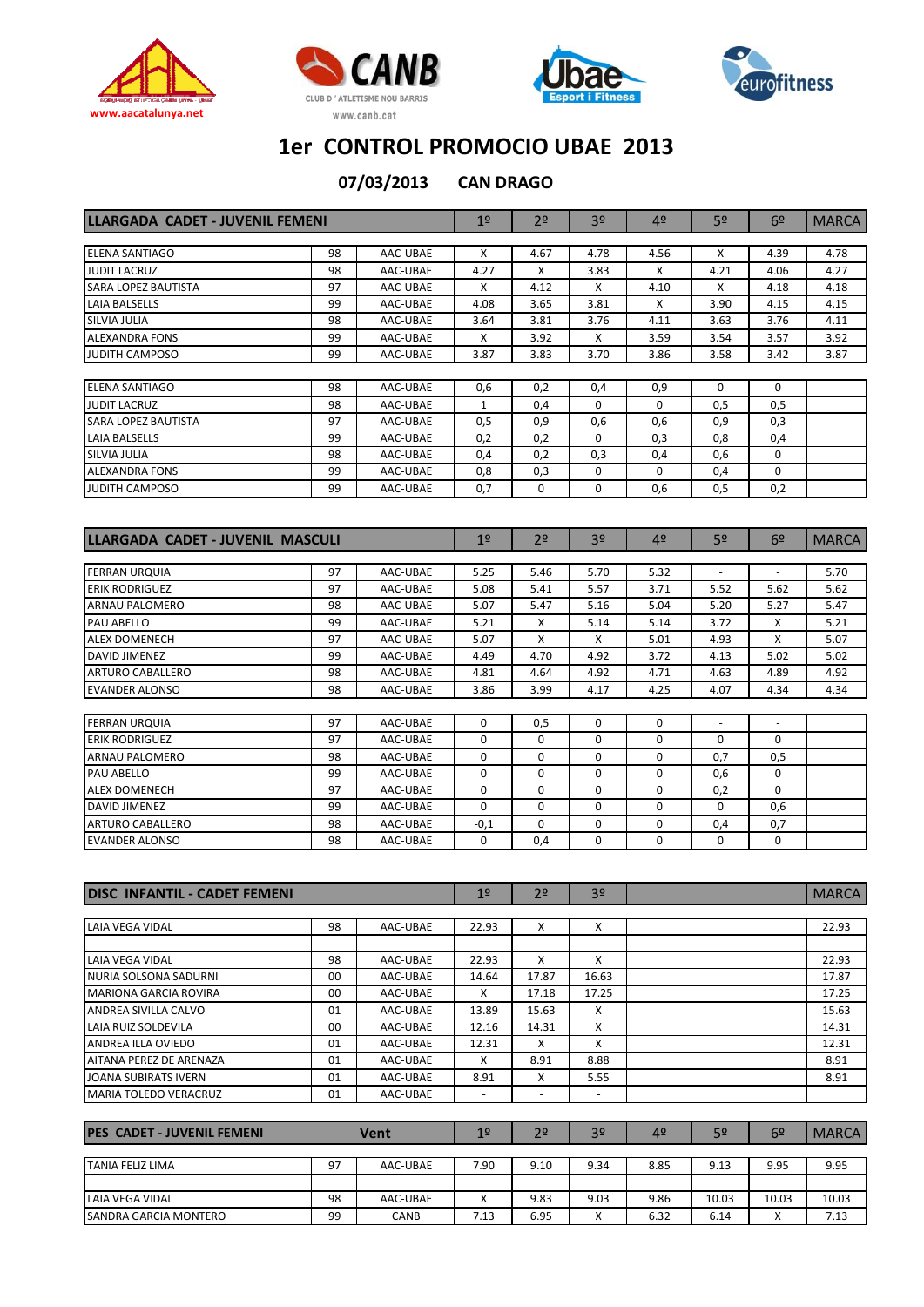www.aacatalunya.net

CANB CLUB D'ATLETISME NOU BARRIS www.canb.cat

Ubae Esport i Fitness

eurofitness

# 1er CONTROL PROMOCIO UBAE 2013

## 07/03/2013 CAN DRAGO

| LLARGADA CADET - JUVENIL FEMENI | | | 1º | 2º | 3º | 4º | 5º | 6º | MARCA |
|---|---|---|---|---|---|---|---|---|---|
| ELENA SANTIAGO | 98 | AAC-UBAE | X | 4.67 | 4.78 | 4.56 | X | 4.39 | 4.78 |
| JUDIT LACRUZ | 98 | AAC-UBAE | 4.27 | X | 3.83 | X | 4.21 | 4.06 | 4.27 |
| SARA LOPEZ BAUTISTA | 97 | AAC-UBAE | X | 4.12 | X | 4.10 | X | 4.18 | 4.18 |
| LAIA BALSELLS | 99 | AAC-UBAE | 4.08 | 3.65 | 3.81 | X | 3.90 | 4.15 | 4.15 |
| SILVIA JULIA | 98 | AAC-UBAE | 3.64 | 3.81 | 3.76 | 4.11 | 3.63 | 3.76 | 4.11 |
| ALEXANDRA FONS | 99 | AAC-UBAE | X | 3.92 | X | 3.59 | 3.54 | 3.57 | 3.92 |
| JUDITH CAMPOSO | 99 | AAC-UBAE | 3.87 | 3.83 | 3.70 | 3.86 | 3.58 | 3.42 | 3.87 |
| | | | | | | | | | |
| ELENA SANTIAGO | 98 | AAC-UBAE | 0,6 | 0,2 | 0,4 | 0,9 | 0 | 0 | |
| JUDIT LACRUZ | 98 | AAC-UBAE | 1 | 0,4 | 0 | 0 | 0,5 | 0,5 | |
| SARA LOPEZ BAUTISTA | 97 | AAC-UBAE | 0,5 | 0,9 | 0,6 | 0,6 | 0,9 | 0,3 | |
| LAIA BALSELLS | 99 | AAC-UBAE | 0,2 | 0,2 | 0 | 0,3 | 0,8 | 0,4 | |
| SILVIA JULIA | 98 | AAC-UBAE | 0,4 | 0,2 | 0,3 | 0,4 | 0,6 | 0 | |
| ALEXANDRA FONS | 99 | AAC-UBAE | 0,8 | 0,3 | 0 | 0 | 0,4 | 0 | |
| JUDITH CAMPOSO | 99 | AAC-UBAE | 0,7 | 0 | 0 | 0,6 | 0,5 | 0,2 | |

| LLARGADA CADET - JUVENIL MASCULI | | | 1º | 2º | 3º | 4º | 5º | 6º | MARCA |
|---|---|---|---|---|---|---|---|---|---|
| FERRAN URQUIA | 97 | AAC-UBAE | 5.25 | 5.46 | 5.70 | 5.32 | - | - | 5.70 |
| ERIK RODRIGUEZ | 97 | AAC-UBAE | 5.08 | 5.41 | 5.57 | 3.71 | 5.52 | 5.62 | 5.62 |
| ARNAU PALOMERO | 98 | AAC-UBAE | 5.07 | 5.47 | 5.16 | 5.04 | 5.20 | 5.27 | 5.47 |
| PAU ABELLO | 99 | AAC-UBAE | 5.21 | X | 5.14 | 5.14 | 3.72 | X | 5.21 |
| ALEX DOMENECH | 97 | AAC-UBAE | 5.07 | X | X | 5.01 | 4.93 | X | 5.07 |
| DAVID JIMENEZ | 99 | AAC-UBAE | 4.49 | 4.70 | 4.92 | 3.72 | 4.13 | 5.02 | 5.02 |
| ARTURO CABALLERO | 98 | AAC-UBAE | 4.81 | 4.64 | 4.92 | 4.71 | 4.63 | 4.89 | 4.92 |
| EVANDER ALONSO | 98 | AAC-UBAE | 3.86 | 3.99 | 4.17 | 4.25 | 4.07 | 4.34 | 4.34 |
| | | | | | | | | | |
| FERRAN URQUIA | 97 | AAC-UBAE | 0 | 0,5 | 0 | 0 | - | - | |
| ERIK RODRIGUEZ | 97 | AAC-UBAE | 0 | 0 | 0 | 0 | 0 | 0 | |
| ARNAU PALOMERO | 98 | AAC-UBAE | 0 | 0 | 0 | 0 | 0,7 | 0,5 | |
| PAU ABELLO | 99 | AAC-UBAE | 0 | 0 | 0 | 0 | 0,6 | 0 | |
| ALEX DOMENECH | 97 | AAC-UBAE | 0 | 0 | 0 | 0 | 0,2 | 0 | |
| DAVID JIMENEZ | 99 | AAC-UBAE | 0 | 0 | 0 | 0 | 0 | 0,6 | |
| ARTURO CABALLERO | 98 | AAC-UBAE | -0,1 | 0 | 0 | 0 | 0,4 | 0,7 | |
| EVANDER ALONSO | 98 | AAC-UBAE | 0 | 0,4 | 0 | 0 | 0 | 0 | |

| DISC INFANTIL - CADET FEMENI | | | 1º | 2º | 3º | | MARCA |
|---|---|---|---|---|---|---|---|
| LAIA VEGA VIDAL | 98 | AAC-UBAE | 22.93 | X | X | | 22.93 |
| | | | | | | | |
| LAIA VEGA VIDAL | 98 | AAC-UBAE | 22.93 | X | X | | 22.93 |
| NURIA SOLSONA SADURNI | 00 | AAC-UBAE | 14.64 | 17.87 | 16.63 | | 17.87 |
| MARIONA GARCIA ROVIRA | 00 | AAC-UBAE | X | 17.18 | 17.25 | | 17.25 |
| ANDREA SIVILLA CALVO | 01 | AAC-UBAE | 13.89 | 15.63 | X | | 15.63 |
| LAIA RUIZ SOLDEVILA | 00 | AAC-UBAE | 12.16 | 14.31 | X | | 14.31 |
| ANDREA ILLA OVIEDO | 01 | AAC-UBAE | 12.31 | X | X | | 12.31 |
| AITANA PEREZ DE ARENAZA | 01 | AAC-UBAE | X | 8.91 | 8.88 | | 8.91 |
| JOANA SUBIRATS IVERN | 01 | AAC-UBAE | 8.91 | X | 5.55 | | 8.91 |
| MARIA TOLEDO VERACRUZ | 01 | AAC-UBAE | - | - | - | | |

| PES CADET - JUVENIL FEMENI | | Vent | 1º | 2º | 3º | 4º | 5º | 6º | MARCA |
|---|---|---|---|---|---|---|---|---|---|
| TANIA FELIZ LIMA | 97 | AAC-UBAE | 7.90 | 9.10 | 9.34 | 8.85 | 9.13 | 9.95 | 9.95 |
| | | | | | | | | | |
| LAIA VEGA VIDAL | 98 | AAC-UBAE | X | 9.83 | 9.03 | 9.86 | 10.03 | 10.03 | 10.03 |
| SANDRA GARCIA MONTERO | 99 | CANB | 7.13 | 6.95 | X | 6.32 | 6.14 | X | 7.13 |